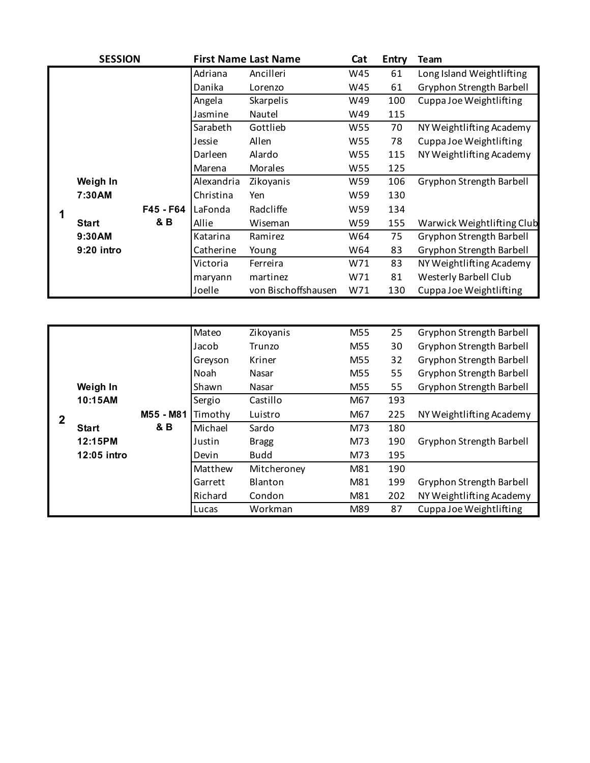| SESSION | | | First Name | Last Name | Cat | Entry | Team |
|---|---|---|---|---|---|---|---|
| 1 | Weigh In 7:30AM Start 9:30AM 9:20 intro | F45 - F64 & B | Adriana | Ancilleri | W45 | 61 | Long Island Weightlifting |
| | | | Danika | Lorenzo | W45 | 61 | Gryphon Strength Barbell |
| | | | Angela | Skarpelis | W49 | 100 | Cuppa Joe Weightlifting |
| | | | Jasmine | Nautel | W49 | 115 | |
| | | | Sarabeth | Gottlieb | W55 | 70 | NY Weightlifting Academy |
| | | | Jessie | Allen | W55 | 78 | Cuppa Joe Weightlifting |
| | | | Darleen | Alardo | W55 | 115 | NY Weightlifting Academy |
| | | | Marena | Morales | W55 | 125 | |
| | | | Alexandria | Zikoyanis | W59 | 106 | Gryphon Strength Barbell |
| | | | Christina | Yen | W59 | 130 | |
| | | | LaFonda | Radcliffe | W59 | 134 | |
| | | | Allie | Wiseman | W59 | 155 | Warwick Weightlifting Club |
| | | | Katarina | Ramirez | W64 | 75 | Gryphon Strength Barbell |
| | | | Catherine | Young | W64 | 83 | Gryphon Strength Barbell |
| | | | Victoria | Ferreira | W71 | 83 | NY Weightlifting Academy |
| | | | maryann | martinez | W71 | 81 | Westerly Barbell Club |
| | | | Joelle | von Bischoffshausen | W71 | 130 | Cuppa Joe Weightlifting |

| SESSION | | | First Name | Last Name | Cat | Entry | Team |
|---|---|---|---|---|---|---|---|
| 2 | Weigh In 10:15AM Start 12:15PM 12:05 intro | M55 - M81 & B | Mateo | Zikoyanis | M55 | 25 | Gryphon Strength Barbell |
| | | | Jacob | Trunzo | M55 | 30 | Gryphon Strength Barbell |
| | | | Greyson | Kriner | M55 | 32 | Gryphon Strength Barbell |
| | | | Noah | Nasar | M55 | 55 | Gryphon Strength Barbell |
| | | | Shawn | Nasar | M55 | 55 | Gryphon Strength Barbell |
| | | | Sergio | Castillo | M67 | 193 | |
| | | | Timothy | Luistro | M67 | 225 | NY Weightlifting Academy |
| | | | Michael | Sardo | M73 | 180 | |
| | | | Justin | Bragg | M73 | 190 | Gryphon Strength Barbell |
| | | | Devin | Budd | M73 | 195 | |
| | | | Matthew | Mitcheroney | M81 | 190 | |
| | | | Garrett | Blanton | M81 | 199 | Gryphon Strength Barbell |
| | | | Richard | Condon | M81 | 202 | NY Weightlifting Academy |
| | | | Lucas | Workman | M89 | 87 | Cuppa Joe Weightlifting |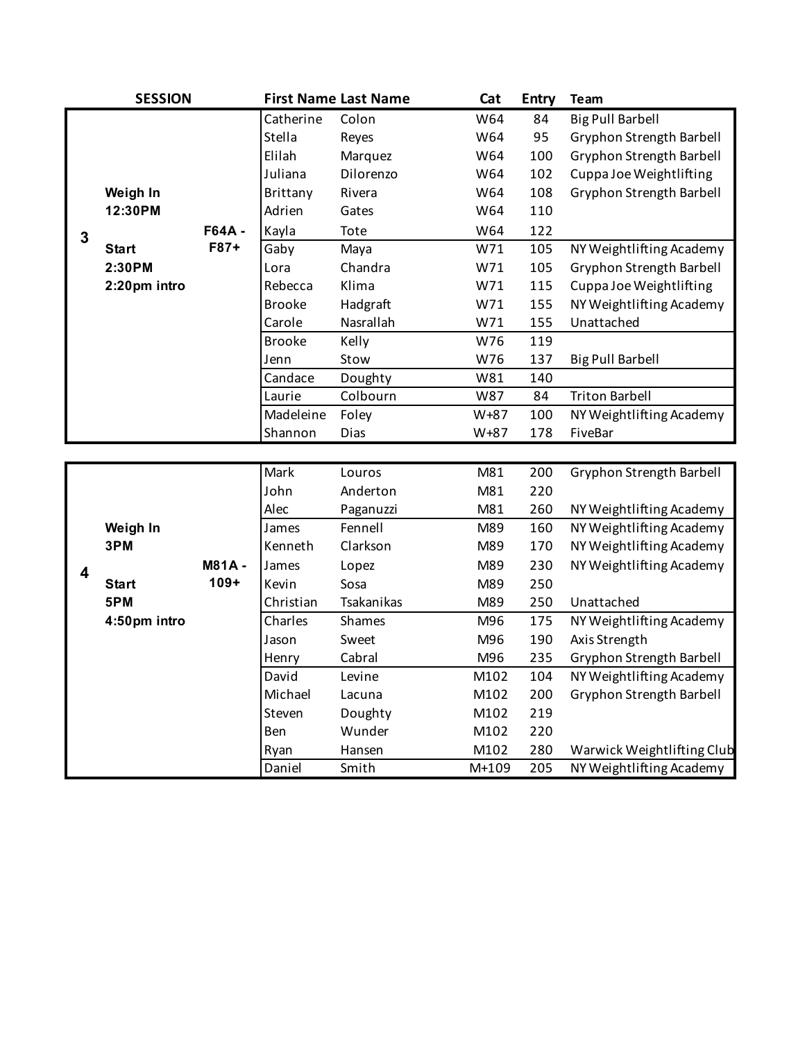| SESSION | | | First Name | Last Name | Cat | Entry | Team |
|---|---|---|---|---|---|---|---|
| 3 | Weigh In 12:30PM Start 2:30PM 2:20pm intro | F64A - F87+ | Catherine | Colon | W64 | 84 | Big Pull Barbell |
| | | | Stella | Reyes | W64 | 95 | Gryphon Strength Barbell |
| | | | Elilah | Marquez | W64 | 100 | Gryphon Strength Barbell |
| | | | Juliana | Dilorenzo | W64 | 102 | Cuppa Joe Weightlifting |
| | | | Brittany | Rivera | W64 | 108 | Gryphon Strength Barbell |
| | | | Adrien | Gates | W64 | 110 | |
| | | | Kayla | Tote | W64 | 122 | |
| | | | Gaby | Maya | W71 | 105 | NY Weightlifting Academy |
| | | | Lora | Chandra | W71 | 105 | Gryphon Strength Barbell |
| | | | Rebecca | Klima | W71 | 115 | Cuppa Joe Weightlifting |
| | | | Brooke | Hadgraft | W71 | 155 | NY Weightlifting Academy |
| | | | Carole | Nasrallah | W71 | 155 | Unattached |
| | | | Brooke | Kelly | W76 | 119 | |
| | | | Jenn | Stow | W76 | 137 | Big Pull Barbell |
| | | | Candace | Doughty | W81 | 140 | |
| | | | Laurie | Colbourn | W87 | 84 | Triton Barbell |
| | | | Madeleine | Foley | W+87 | 100 | NY Weightlifting Academy |
| | | | Shannon | Dias | W+87 | 178 | FiveBar |
| 4 | Weigh In 3PM Start 5PM 4:50pm intro | M81A - 109+ | Mark | Louros | M81 | 200 | Gryphon Strength Barbell |
| | | | John | Anderton | M81 | 220 | |
| | | | Alec | Paganuzzi | M81 | 260 | NY Weightlifting Academy |
| | | | James | Fennell | M89 | 160 | NY Weightlifting Academy |
| | | | Kenneth | Clarkson | M89 | 170 | NY Weightlifting Academy |
| | | | James | Lopez | M89 | 230 | NY Weightlifting Academy |
| | | | Kevin | Sosa | M89 | 250 | |
| | | | Christian | Tsakanikas | M89 | 250 | Unattached |
| | | | Charles | Shames | M96 | 175 | NY Weightlifting Academy |
| | | | Jason | Sweet | M96 | 190 | Axis Strength |
| | | | Henry | Cabral | M96 | 235 | Gryphon Strength Barbell |
| | | | David | Levine | M102 | 104 | NY Weightlifting Academy |
| | | | Michael | Lacuna | M102 | 200 | Gryphon Strength Barbell |
| | | | Steven | Doughty | M102 | 219 | |
| | | | Ben | Wunder | M102 | 220 | |
| | | | Ryan | Hansen | M102 | 280 | Warwick Weightlifting Club |
| | | | Daniel | Smith | M+109 | 205 | NY Weightlifting Academy |